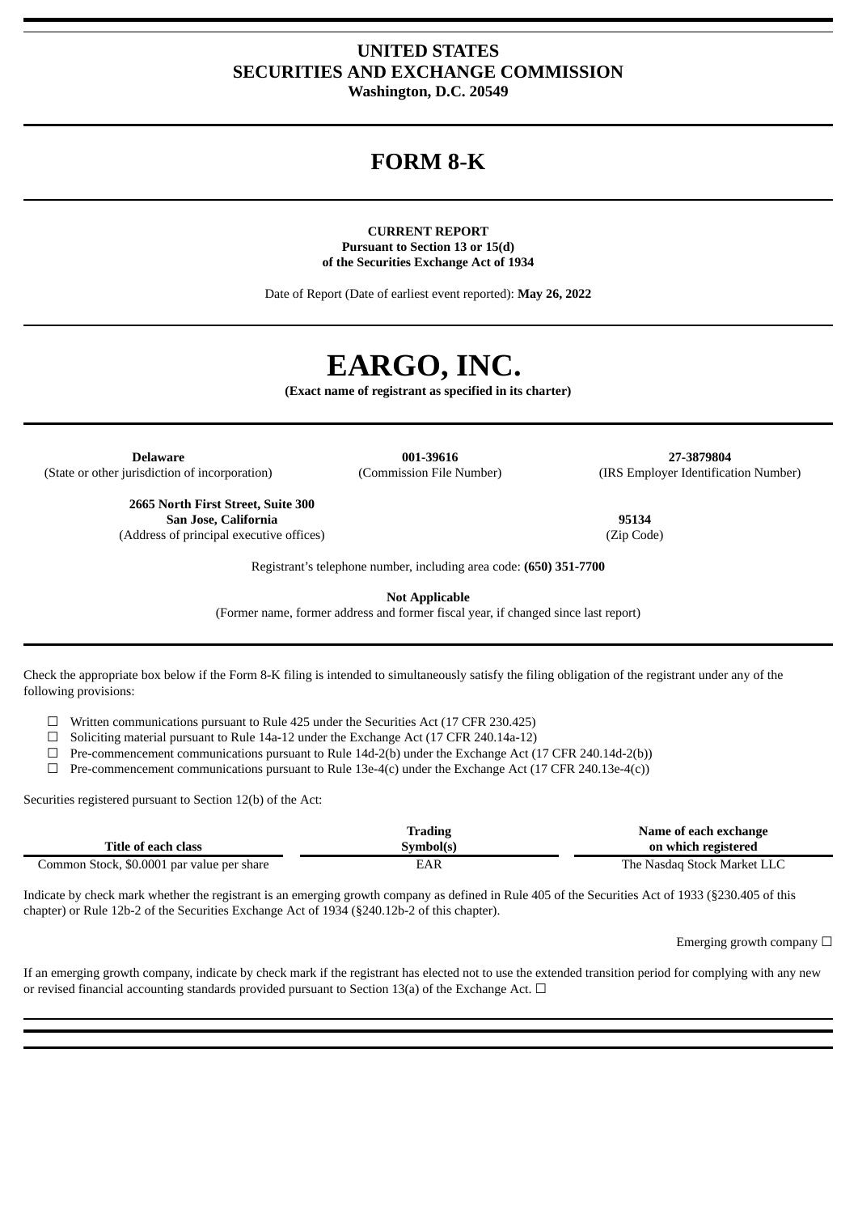# UNITED STATES
# SECURITIES AND EXCHANGE COMMISSION
**Washington, D.C. 20549**

# FORM 8-K

**CURRENT REPORT**
**Pursuant to Section 13 or 15(d)**
**of the Securities Exchange Act of 1934**

Date of Report (Date of earliest event reported): **May 26, 2022**

# EARGO, INC.

**(Exact name of registrant as specified in its charter)**

| **Delaware** | **001-39616** | **27-3879804** |
|---|---|---|
| (State or other jurisdiction of incorporation) | (Commission File Number) | (IRS Employer Identification Number) |

| **2665 North First Street, Suite 300**<br>**San Jose, California** | **95134** |
|---|---|
| (Address of principal executive offices) | (Zip Code) |

Registrant's telephone number, including area code: **(650) 351-7700**

**Not Applicable**
(Former name, former address and former fiscal year, if changed since last report)

Check the appropriate box below if the Form 8-K filing is intended to simultaneously satisfy the filing obligation of the registrant under any of the following provisions:

☐ Written communications pursuant to Rule 425 under the Securities Act (17 CFR 230.425)
☐ Soliciting material pursuant to Rule 14a-12 under the Exchange Act (17 CFR 240.14a-12)
☐ Pre-commencement communications pursuant to Rule 14d-2(b) under the Exchange Act (17 CFR 240.14d-2(b))
☐ Pre-commencement communications pursuant to Rule 13e-4(c) under the Exchange Act (17 CFR 240.13e-4(c))

Securities registered pursuant to Section 12(b) of the Act:

| Title of each class | Trading Symbol(s) | Name of each exchange on which registered |
|---|---|---|
| Common Stock, $0.0001 par value per share | EAR | The Nasdaq Stock Market LLC |

Indicate by check mark whether the registrant is an emerging growth company as defined in Rule 405 of the Securities Act of 1933 (§230.405 of this chapter) or Rule 12b-2 of the Securities Exchange Act of 1934 (§240.12b-2 of this chapter).

Emerging growth company ☐

If an emerging growth company, indicate by check mark if the registrant has elected not to use the extended transition period for complying with any new or revised financial accounting standards provided pursuant to Section 13(a) of the Exchange Act. ☐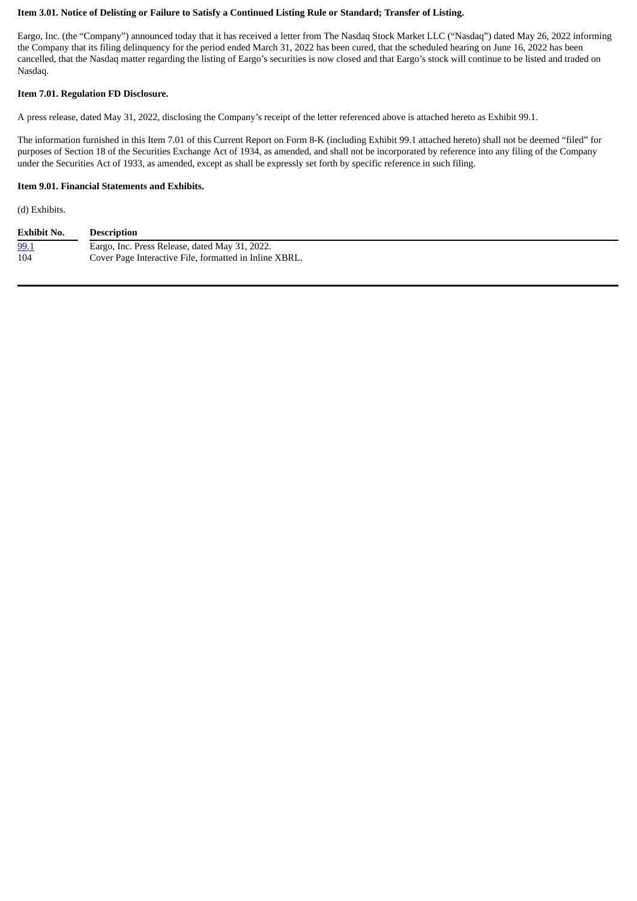**Item 3.01. Notice of Delisting or Failure to Satisfy a Continued Listing Rule or Standard; Transfer of Listing.**

Eargo, Inc. (the "Company") announced today that it has received a letter from The Nasdaq Stock Market LLC ("Nasdaq") dated May 26, 2022 informing the Company that its filing delinquency for the period ended March 31, 2022 has been cured, that the scheduled hearing on June 16, 2022 has been cancelled, that the Nasdaq matter regarding the listing of Eargo's securities is now closed and that Eargo's stock will continue to be listed and traded on Nasdaq.

**Item 7.01. Regulation FD Disclosure.**

A press release, dated May 31, 2022, disclosing the Company's receipt of the letter referenced above is attached hereto as Exhibit 99.1.

The information furnished in this Item 7.01 of this Current Report on Form 8-K (including Exhibit 99.1 attached hereto) shall not be deemed "filed" for purposes of Section 18 of the Securities Exchange Act of 1934, as amended, and shall not be incorporated by reference into any filing of the Company under the Securities Act of 1933, as amended, except as shall be expressly set forth by specific reference in such filing.

**Item 9.01. Financial Statements and Exhibits.**

(d) Exhibits.

| Exhibit No. | Description |
|---|---|
| 99.1 | Eargo, Inc. Press Release, dated May 31, 2022. |
| 104 | Cover Page Interactive File, formatted in Inline XBRL. |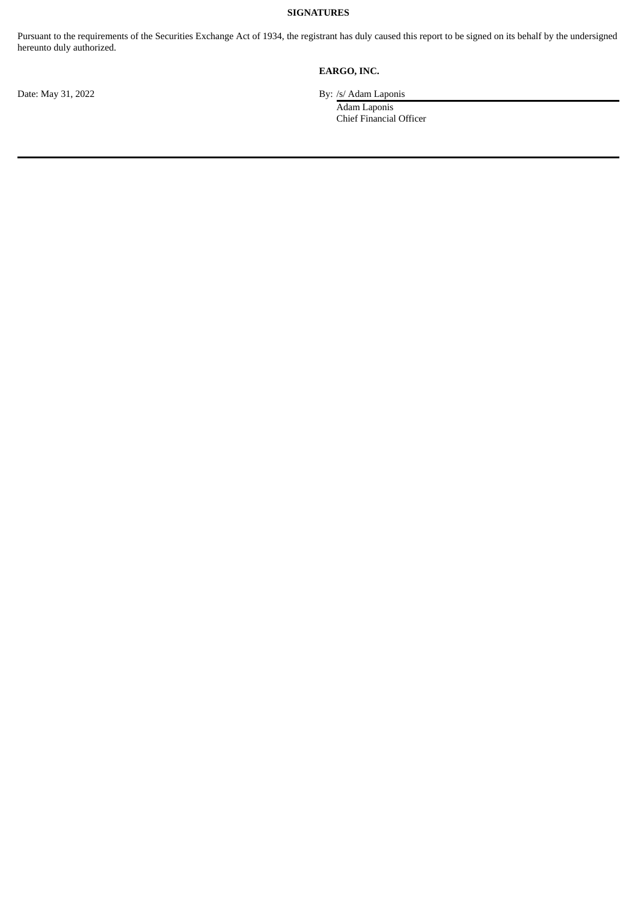**SIGNATURES**

Pursuant to the requirements of the Securities Exchange Act of 1934, the registrant has duly caused this report to be signed on its behalf by the undersigned hereunto duly authorized.

**EARGO, INC.**

Date: May 31, 2022

By: /s/ Adam Laponis
Adam Laponis
Chief Financial Officer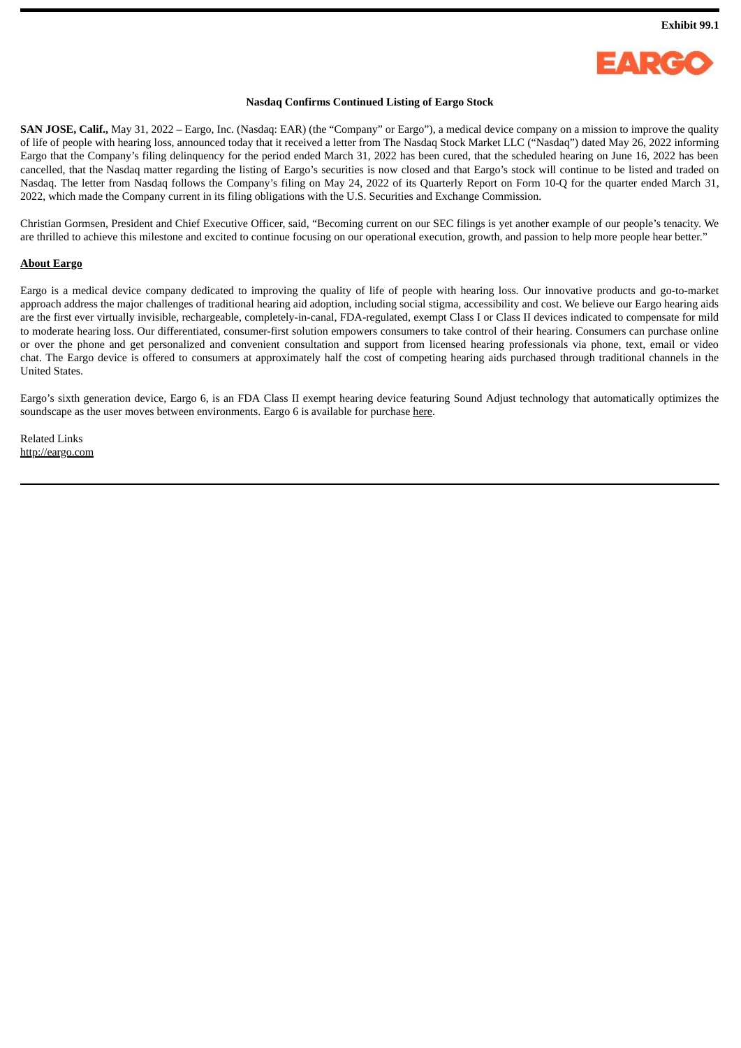**Exhibit 99.1**

**Nasdaq Confirms Continued Listing of Eargo Stock**

**SAN JOSE, Calif.,** May 31, 2022 – Eargo, Inc. (Nasdaq: EAR) (the "Company" or Eargo"), a medical device company on a mission to improve the quality of life of people with hearing loss, announced today that it received a letter from The Nasdaq Stock Market LLC ("Nasdaq") dated May 26, 2022 informing Eargo that the Company's filing delinquency for the period ended March 31, 2022 has been cured, that the scheduled hearing on June 16, 2022 has been cancelled, that the Nasdaq matter regarding the listing of Eargo's securities is now closed and that Eargo's stock will continue to be listed and traded on Nasdaq. The letter from Nasdaq follows the Company's filing on May 24, 2022 of its Quarterly Report on Form 10-Q for the quarter ended March 31, 2022, which made the Company current in its filing obligations with the U.S. Securities and Exchange Commission.

Christian Gormsen, President and Chief Executive Officer, said, "Becoming current on our SEC filings is yet another example of our people's tenacity. We are thrilled to achieve this milestone and excited to continue focusing on our operational execution, growth, and passion to help more people hear better."

**About Eargo**

Eargo is a medical device company dedicated to improving the quality of life of people with hearing loss. Our innovative products and go-to-market approach address the major challenges of traditional hearing aid adoption, including social stigma, accessibility and cost. We believe our Eargo hearing aids are the first ever virtually invisible, rechargeable, completely-in-canal, FDA-regulated, exempt Class I or Class II devices indicated to compensate for mild to moderate hearing loss. Our differentiated, consumer-first solution empowers consumers to take control of their hearing. Consumers can purchase online or over the phone and get personalized and convenient consultation and support from licensed hearing professionals via phone, text, email or video chat. The Eargo device is offered to consumers at approximately half the cost of competing hearing aids purchased through traditional channels in the United States.

Eargo's sixth generation device, Eargo 6, is an FDA Class II exempt hearing device featuring Sound Adjust technology that automatically optimizes the soundscape as the user moves between environments. Eargo 6 is available for purchase here.

Related Links
http://eargo.com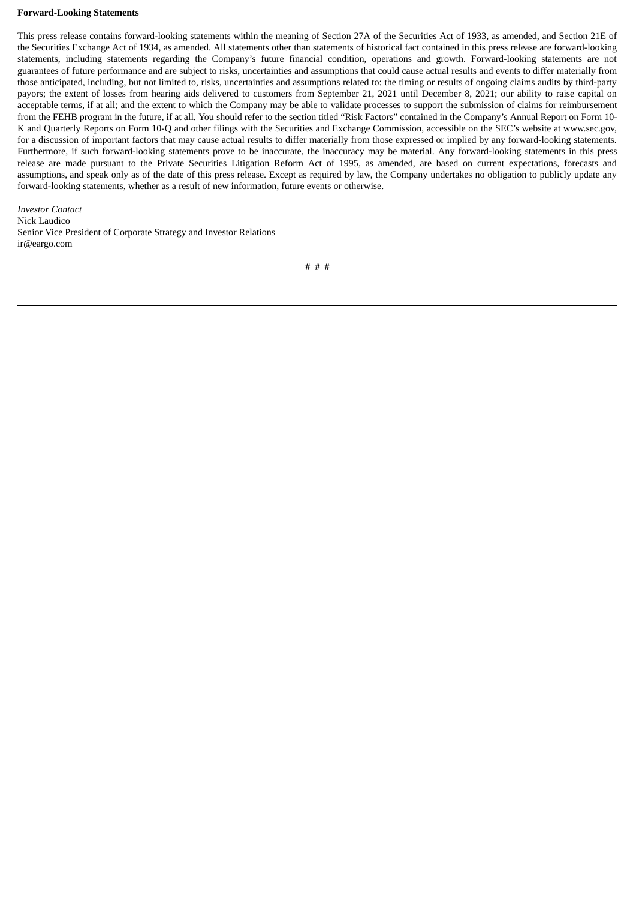**Forward-Looking Statements**

This press release contains forward-looking statements within the meaning of Section 27A of the Securities Act of 1933, as amended, and Section 21E of the Securities Exchange Act of 1934, as amended. All statements other than statements of historical fact contained in this press release are forward-looking statements, including statements regarding the Company's future financial condition, operations and growth. Forward-looking statements are not guarantees of future performance and are subject to risks, uncertainties and assumptions that could cause actual results and events to differ materially from those anticipated, including, but not limited to, risks, uncertainties and assumptions related to: the timing or results of ongoing claims audits by third-party payors; the extent of losses from hearing aids delivered to customers from September 21, 2021 until December 8, 2021; our ability to raise capital on acceptable terms, if at all; and the extent to which the Company may be able to validate processes to support the submission of claims for reimbursement from the FEHB program in the future, if at all. You should refer to the section titled "Risk Factors" contained in the Company's Annual Report on Form 10-K and Quarterly Reports on Form 10-Q and other filings with the Securities and Exchange Commission, accessible on the SEC's website at www.sec.gov, for a discussion of important factors that may cause actual results to differ materially from those expressed or implied by any forward-looking statements. Furthermore, if such forward-looking statements prove to be inaccurate, the inaccuracy may be material. Any forward-looking statements in this press release are made pursuant to the Private Securities Litigation Reform Act of 1995, as amended, are based on current expectations, forecasts and assumptions, and speak only as of the date of this press release. Except as required by law, the Company undertakes no obligation to publicly update any forward-looking statements, whether as a result of new information, future events or otherwise.

*Investor Contact*
Nick Laudico
Senior Vice President of Corporate Strategy and Investor Relations
ir@eargo.com

# # #